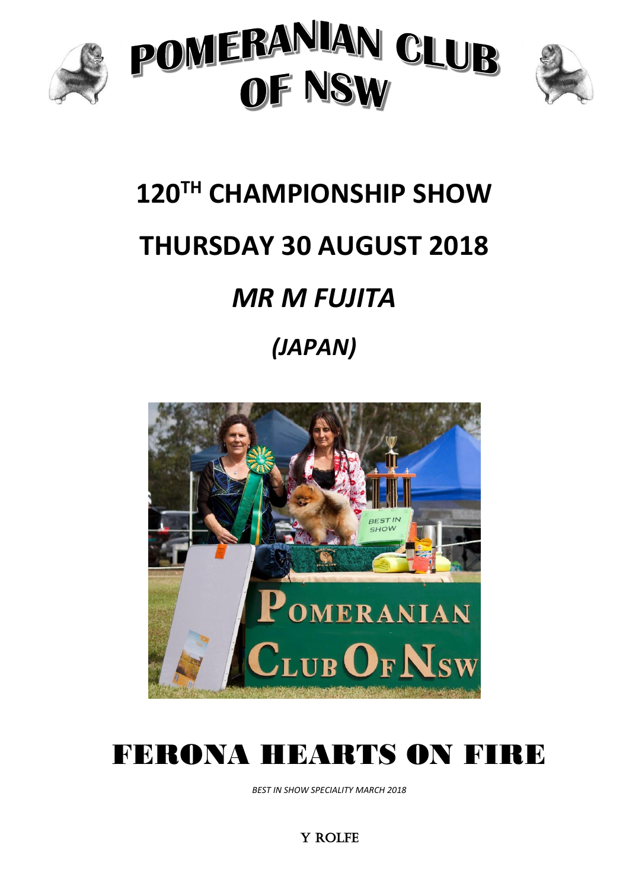# POMERANIAN CLUB OF NSW

## 120TH CHAMPIONSHIP SHOW

## THURSDAY 30 AUGUST 2018

## *MR M FUJITA*

## *(JAPAN)*

# FERONA HEARTS ON FIRE

*BEST IN SHOW SPECIALITY MARCH 2018*

Y ROLFE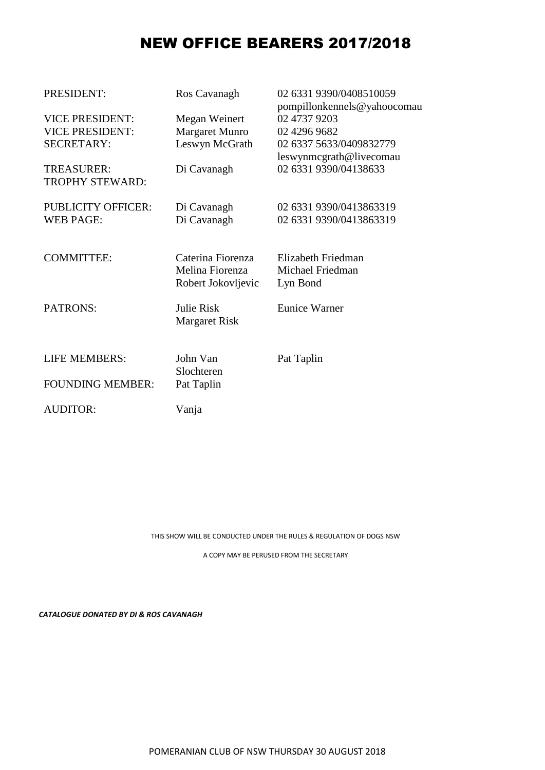# NEW OFFICE BEARERS 2017/2018

| | | |
|---|---|---|
| PRESIDENT: | Ros Cavanagh | 02 6331 9390/0408510059<br>pompillonkennels@yahoocomau |
| VICE PRESIDENT: | Megan Weinert | 02 4737 9203 |
| VICE PRESIDENT: | Margaret Munro | 02 4296 9682 |
| SECRETARY: | Leswyn McGrath | 02 6337 5633/0409832779<br>leswynmcgrath@livecomau |
| TREASURER: | Di Cavanagh | 02 6331 9390/04138633 |
| TROPHY STEWARD: | | |
| PUBLICITY OFFICER: | Di Cavanagh | 02 6331 9390/0413863319 |
| WEB PAGE: | Di Cavanagh | 02 6331 9390/0413863319 |
| COMMITTEE: | Caterina Fiorenza<br>Melina Fiorenza<br>Robert Jokovljevic | Elizabeth Friedman<br>Michael Friedman<br>Lyn Bond |
| PATRONS: | Julie Risk<br>Margaret Risk | Eunice Warner |
| LIFE MEMBERS: | John Van Slochteren | Pat Taplin |
| FOUNDING MEMBER: | Pat Taplin | |
| AUDITOR: | Vanja | |

THIS SHOW WILL BE CONDUCTED UNDER THE RULES & REGULATION OF DOGS NSW

A COPY MAY BE PERUSED FROM THE SECRETARY

***CATALOGUE DONATED BY DI & ROS CAVANAGH***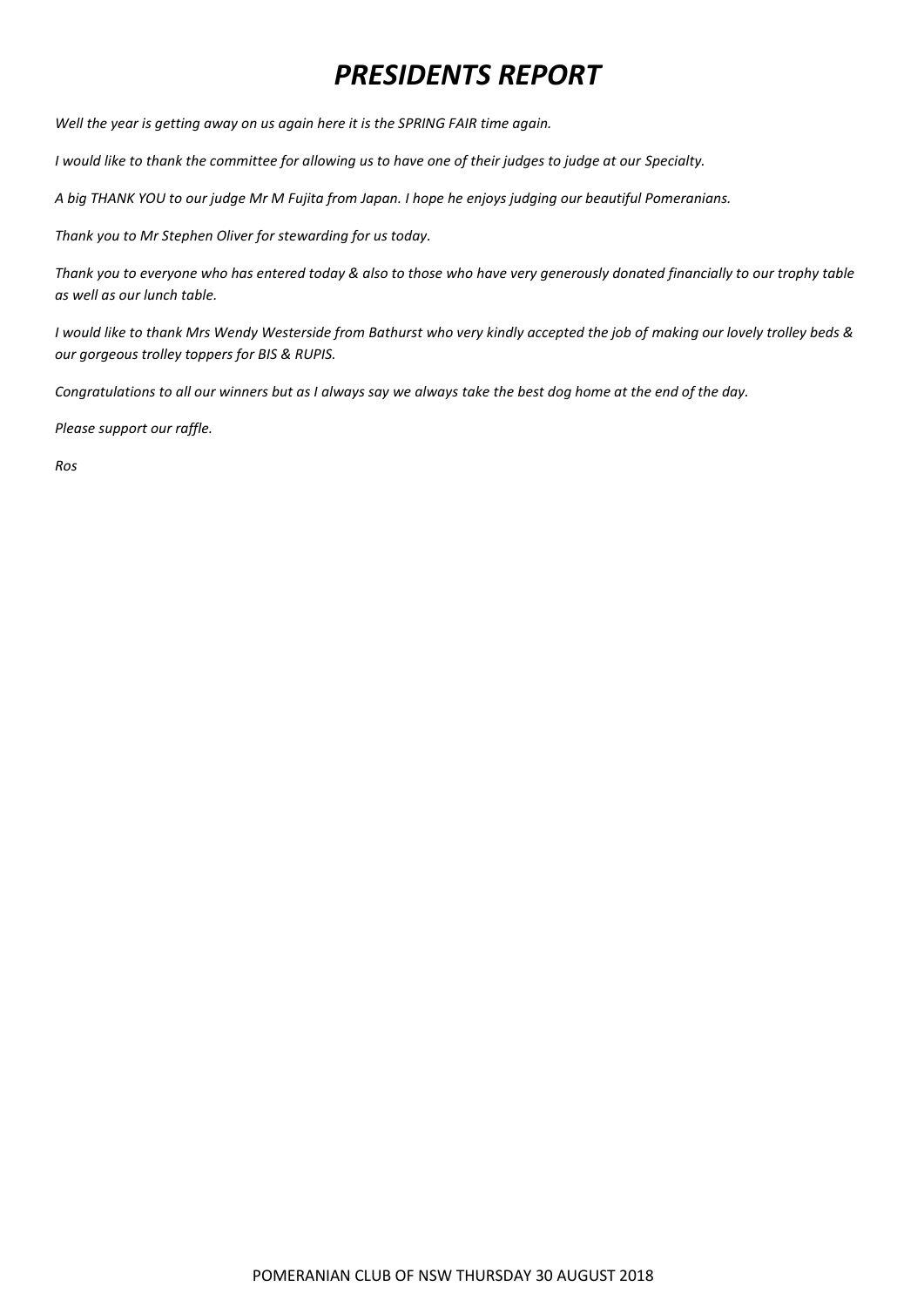# *PRESIDENTS REPORT*

*Well the year is getting away on us again here it is the SPRING FAIR time again.*

*I would like to thank the committee for allowing us to have one of their judges to judge at our Specialty.*

*A big THANK YOU to our judge Mr M Fujita from Japan. I hope he enjoys judging our beautiful Pomeranians.*

*Thank you to Mr Stephen Oliver for stewarding for us today.*

*Thank you to everyone who has entered today & also to those who have very generously donated financially to our trophy table as well as our lunch table.*

*I would like to thank Mrs Wendy Westerside from Bathurst who very kindly accepted the job of making our lovely trolley beds & our gorgeous trolley toppers for BIS & RUPIS.*

*Congratulations to all our winners but as I always say we always take the best dog home at the end of the day.*

*Please support our raffle.*

*Ros*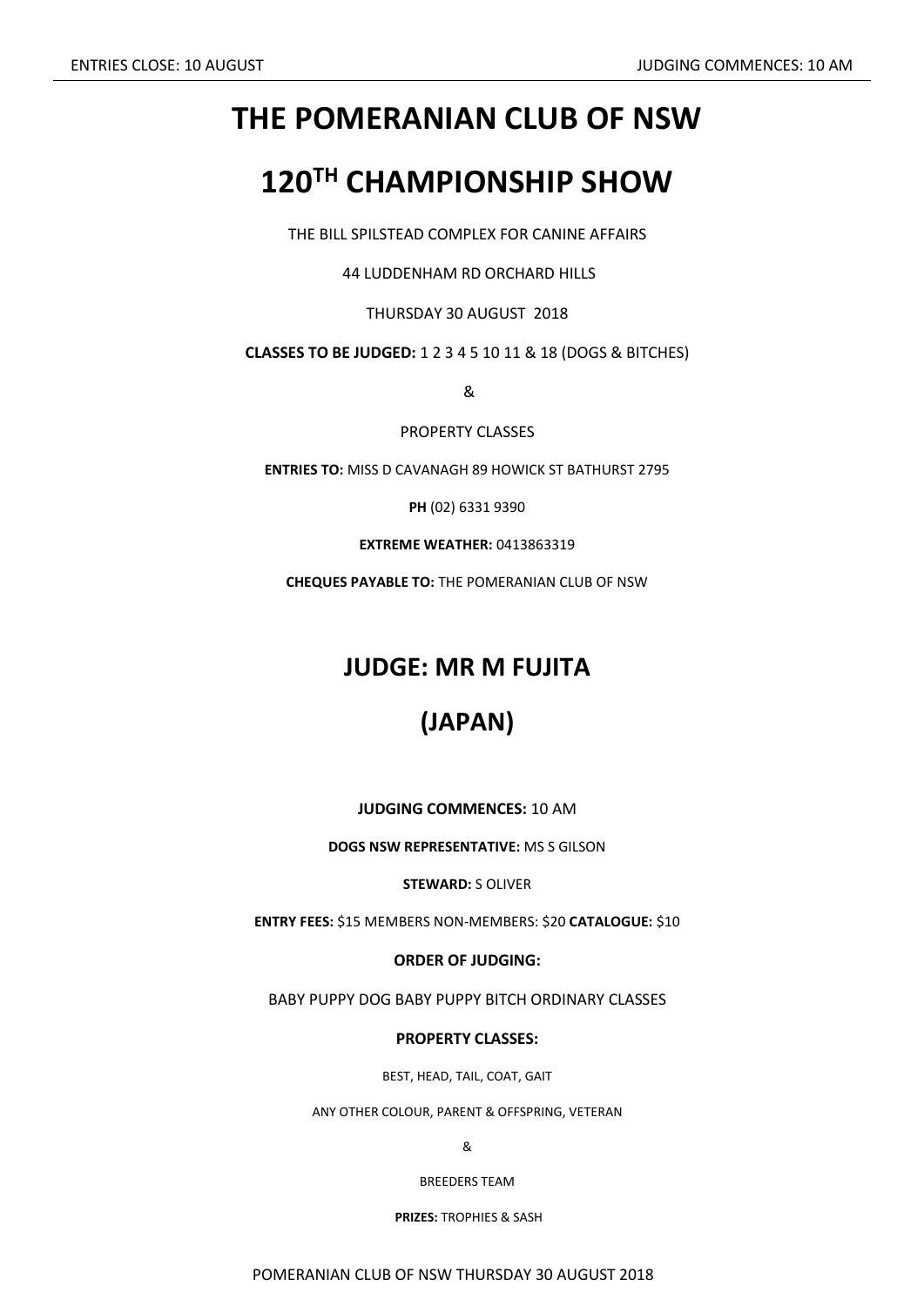# THE POMERANIAN CLUB OF NSW

# 120[TH] CHAMPIONSHIP SHOW

THE BILL SPILSTEAD COMPLEX FOR CANINE AFFAIRS

44 LUDDENHAM RD ORCHARD HILLS

THURSDAY 30 AUGUST 2018

**CLASSES TO BE JUDGED:** 1 2 3 4 5 10 11 & 18 (DOGS & BITCHES)

&

PROPERTY CLASSES

**ENTRIES TO:** MISS D CAVANAGH 89 HOWICK ST BATHURST 2795

**PH** (02) 6331 9390

**EXTREME WEATHER:** 0413863319

**CHEQUES PAYABLE TO:** THE POMERANIAN CLUB OF NSW

## JUDGE: MR M FUJITA

## (JAPAN)

**JUDGING COMMENCES:** 10 AM

**DOGS NSW REPRESENTATIVE:** MS S GILSON

**STEWARD:** S OLIVER

**ENTRY FEES:** $15 MEMBERS NON-MEMBERS: $20 **CATALOGUE:** $10

**ORDER OF JUDGING:**

BABY PUPPY DOG BABY PUPPY BITCH ORDINARY CLASSES

**PROPERTY CLASSES:**

BEST, HEAD, TAIL, COAT, GAIT

ANY OTHER COLOUR, PARENT & OFFSPRING, VETERAN

&

BREEDERS TEAM

**PRIZES:** TROPHIES & SASH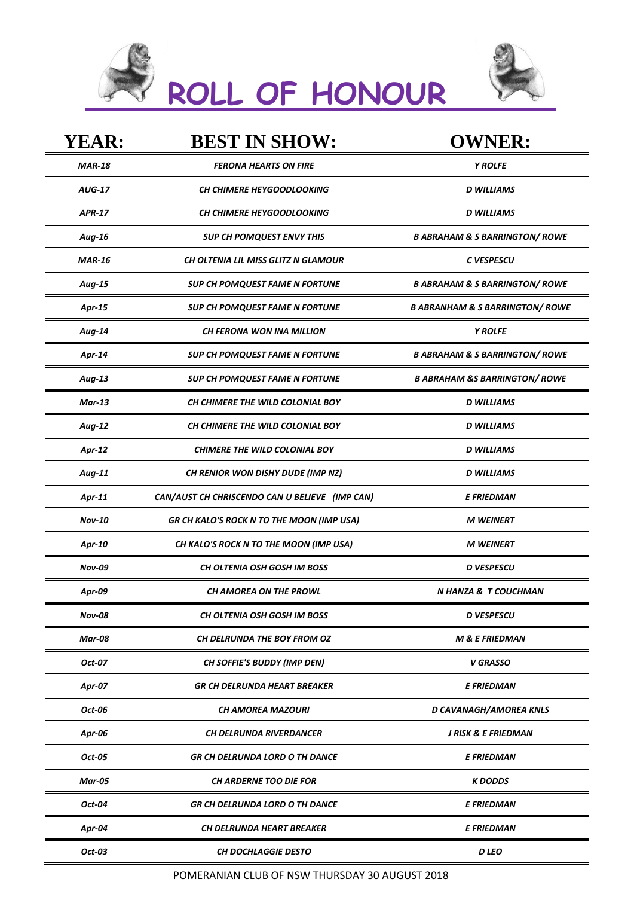# ROLL OF HONOUR

| YEAR: | BEST IN SHOW: | OWNER: |
|---|---|---|
| *MAR-18* | *FERONA HEARTS ON FIRE* | *Y ROLFE* |
| *AUG-17* | *CH CHIMERE HEYGOODLOOKING* | *D WILLIAMS* |
| *APR-17* | *CH CHIMERE HEYGOODLOOKING* | *D WILLIAMS* |
| *Aug-16* | *SUP CH POMQUEST ENVY THIS* | *B ABRAHAM & S BARRINGTON/ ROWE* |
| *MAR-16* | *CH OLTENIA LIL MISS GLITZ N GLAMOUR* | *C VESPESCU* |
| *Aug-15* | *SUP CH POMQUEST FAME N FORTUNE* | *B ABRAHAM & S BARRINGTON/ ROWE* |
| *Apr-15* | *SUP CH POMQUEST FAME N FORTUNE* | *B ABRANHAM & S BARRINGTON/ ROWE* |
| *Aug-14* | *CH FERONA WON INA MILLION* | *Y ROLFE* |
| *Apr-14* | *SUP CH POMQUEST FAME N FORTUNE* | *B ABRAHAM & S BARRINGTON/ ROWE* |
| *Aug-13* | *SUP CH POMQUEST FAME N FORTUNE* | *B ABRAHAM &S BARRINGTON/ ROWE* |
| *Mar-13* | *CH CHIMERE THE WILD COLONIAL BOY* | *D WILLIAMS* |
| *Aug-12* | *CH CHIMERE THE WILD COLONIAL BOY* | *D WILLIAMS* |
| *Apr-12* | *CHIMERE THE WILD COLONIAL BOY* | *D WILLIAMS* |
| *Aug-11* | *CH RENIOR WON DISHY DUDE (IMP NZ)* | *D WILLIAMS* |
| *Apr-11* | *CAN/AUST CH CHRISCENDO CAN U BELIEVE (IMP CAN)* | *E FRIEDMAN* |
| *Nov-10* | *GR CH KALO'S ROCK N TO THE MOON (IMP USA)* | *M WEINERT* |
| *Apr-10* | *CH KALO'S ROCK N TO THE MOON (IMP USA)* | *M WEINERT* |
| *Nov-09* | *CH OLTENIA OSH GOSH IM BOSS* | *D VESPESCU* |
| *Apr-09* | *CH AMOREA ON THE PROWL* | *N HANZA & T COUCHMAN* |
| *Nov-08* | *CH OLTENIA OSH GOSH IM BOSS* | *D VESPESCU* |
| *Mar-08* | *CH DELRUNDA THE BOY FROM OZ* | *M & E FRIEDMAN* |
| *Oct-07* | *CH SOFFIE'S BUDDY (IMP DEN)* | *V GRASSO* |
| *Apr-07* | *GR CH DELRUNDA HEART BREAKER* | *E FRIEDMAN* |
| *Oct-06* | *CH AMOREA MAZOURI* | *D CAVANAGH/AMOREA KNLS* |
| *Apr-06* | *CH DELRUNDA RIVERDANCER* | *J RISK & E FRIEDMAN* |
| *Oct-05* | *GR CH DELRUNDA LORD O TH DANCE* | *E FRIEDMAN* |
| *Mar-05* | *CH ARDERNE TOO DIE FOR* | *K DODDS* |
| *Oct-04* | *GR CH DELRUNDA LORD O TH DANCE* | *E FRIEDMAN* |
| *Apr-04* | *CH DELRUNDA HEART BREAKER* | *E FRIEDMAN* |
| *Oct-03* | *CH DOCHLAGGIE DESTO* | *D LEO* |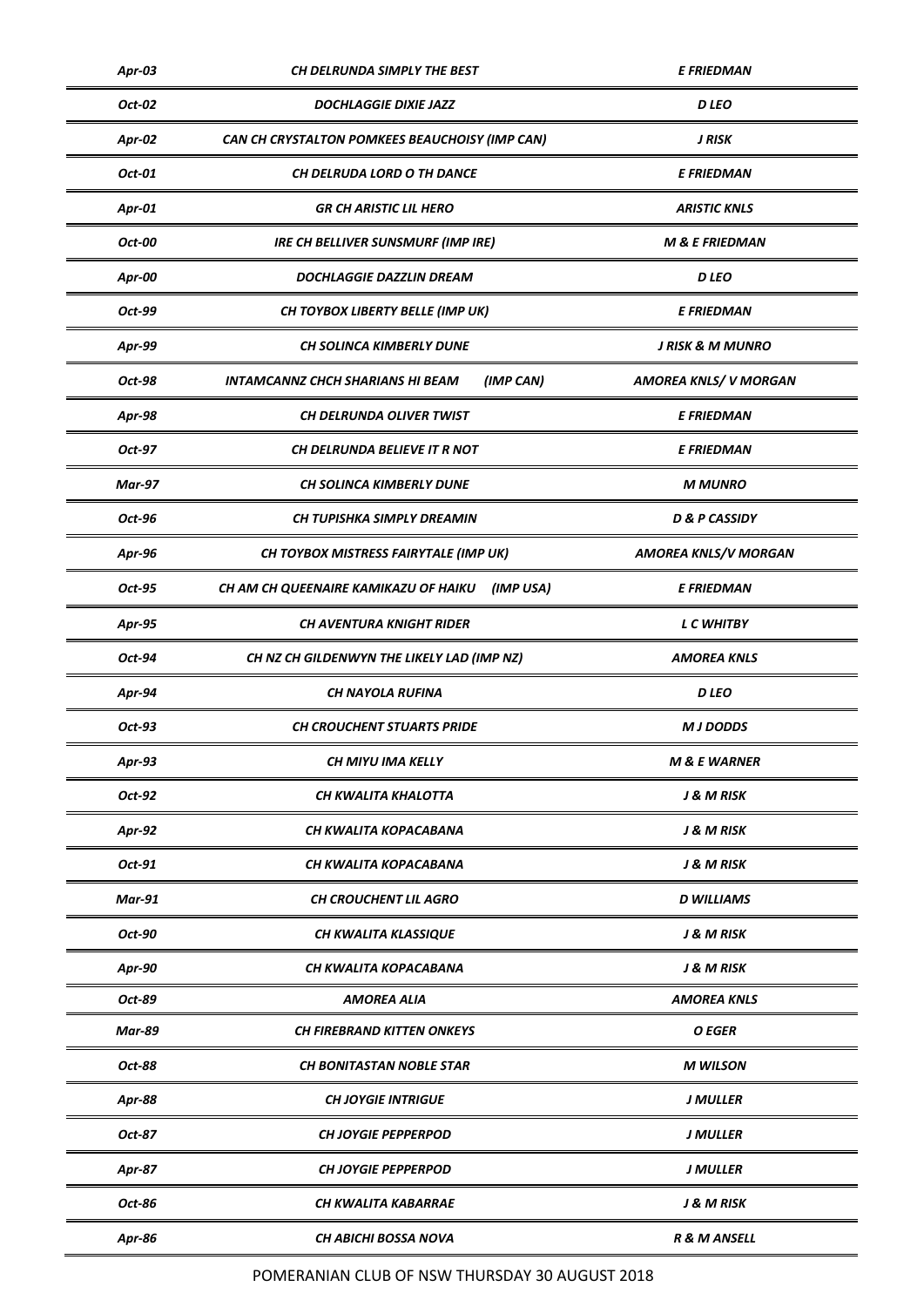| | | |
|---|---|---|
| ***Apr-03*** | ***CH DELRUNDA SIMPLY THE BEST*** | ***E FRIEDMAN*** |
| ***Oct-02*** | ***DOCHLAGGIE DIXIE JAZZ*** | ***D LEO*** |
| ***Apr-02*** | ***CAN CH CRYSTALTON POMKEES BEAUCHOISY (IMP CAN)*** | ***J RISK*** |
| ***Oct-01*** | ***CH DELRUDA LORD O TH DANCE*** | ***E FRIEDMAN*** |
| ***Apr-01*** | ***GR CH ARISTIC LIL HERO*** | ***ARISTIC KNLS*** |
| ***Oct-00*** | ***IRE CH BELLIVER SUNSMURF (IMP IRE)*** | ***M & E FRIEDMAN*** |
| ***Apr-00*** | ***DOCHLAGGIE DAZZLIN DREAM*** | ***D LEO*** |
| ***Oct-99*** | ***CH TOYBOX LIBERTY BELLE (IMP UK)*** | ***E FRIEDMAN*** |
| ***Apr-99*** | ***CH SOLINCA KIMBERLY DUNE*** | ***J RISK & M MUNRO*** |
| ***Oct-98*** | ***INTAMCANNZ CHCH SHARIANS HI BEAM (IMP CAN)*** | ***AMOREA KNLS/ V MORGAN*** |
| ***Apr-98*** | ***CH DELRUNDA OLIVER TWIST*** | ***E FRIEDMAN*** |
| ***Oct-97*** | ***CH DELRUNDA BELIEVE IT R NOT*** | ***E FRIEDMAN*** |
| ***Mar-97*** | ***CH SOLINCA KIMBERLY DUNE*** | ***M MUNRO*** |
| ***Oct-96*** | ***CH TUPISHKA SIMPLY DREAMIN*** | ***D & P CASSIDY*** |
| ***Apr-96*** | ***CH TOYBOX MISTRESS FAIRYTALE (IMP UK)*** | ***AMOREA KNLS/V MORGAN*** |
| ***Oct-95*** | ***CH AM CH QUEENAIRE KAMIKAZU OF HAIKU (IMP USA)*** | ***E FRIEDMAN*** |
| ***Apr-95*** | ***CH AVENTURA KNIGHT RIDER*** | ***L C WHITBY*** |
| ***Oct-94*** | ***CH NZ CH GILDENWYN THE LIKELY LAD (IMP NZ)*** | ***AMOREA KNLS*** |
| ***Apr-94*** | ***CH NAYOLA RUFINA*** | ***D LEO*** |
| ***Oct-93*** | ***CH CROUCHENT STUARTS PRIDE*** | ***M J DODDS*** |
| ***Apr-93*** | ***CH MIYU IMA KELLY*** | ***M & E WARNER*** |
| ***Oct-92*** | ***CH KWALITA KHALOTTA*** | ***J & M RISK*** |
| ***Apr-92*** | ***CH KWALITA KOPACABANA*** | ***J & M RISK*** |
| ***Oct-91*** | ***CH KWALITA KOPACABANA*** | ***J & M RISK*** |
| ***Mar-91*** | ***CH CROUCHENT LIL AGRO*** | ***D WILLIAMS*** |
| ***Oct-90*** | ***CH KWALITA KLASSIQUE*** | ***J & M RISK*** |
| ***Apr-90*** | ***CH KWALITA KOPACABANA*** | ***J & M RISK*** |
| ***Oct-89*** | ***AMOREA ALIA*** | ***AMOREA KNLS*** |
| ***Mar-89*** | ***CH FIREBRAND KITTEN ONKEYS*** | ***O EGER*** |
| ***Oct-88*** | ***CH BONITASTAN NOBLE STAR*** | ***M WILSON*** |
| ***Apr-88*** | ***CH JOYGIE INTRIGUE*** | ***J MULLER*** |
| ***Oct-87*** | ***CH JOYGIE PEPPERPOD*** | ***J MULLER*** |
| ***Apr-87*** | ***CH JOYGIE PEPPERPOD*** | ***J MULLER*** |
| ***Oct-86*** | ***CH KWALITA KABARRAE*** | ***J & M RISK*** |
| ***Apr-86*** | ***CH ABICHI BOSSA NOVA*** | ***R & M ANSELL*** |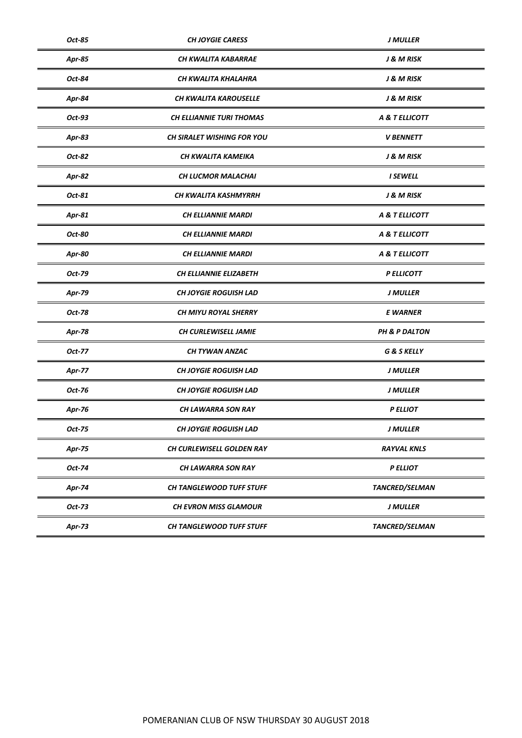| | | |
|---|---|---|
| ***Oct-85*** | ***CH JOYGIE CARESS*** | ***J MULLER*** |
| ***Apr-85*** | ***CH KWALITA KABARRAE*** | ***J & M RISK*** |
| ***Oct-84*** | ***CH KWALITA KHALAHRA*** | ***J & M RISK*** |
| ***Apr-84*** | ***CH KWALITA KAROUSELLE*** | ***J & M RISK*** |
| ***Oct-93*** | ***CH ELLIANNIE TURI THOMAS*** | ***A & T ELLICOTT*** |
| ***Apr-83*** | ***CH SIRALET WISHING FOR YOU*** | ***V BENNETT*** |
| ***Oct-82*** | ***CH KWALITA KAMEIKA*** | ***J & M RISK*** |
| ***Apr-82*** | ***CH LUCMOR MALACHAI*** | ***I SEWELL*** |
| ***Oct-81*** | ***CH KWALITA KASHMYRRH*** | ***J & M RISK*** |
| ***Apr-81*** | ***CH ELLIANNIE MARDI*** | ***A & T ELLICOTT*** |
| ***Oct-80*** | ***CH ELLIANNIE MARDI*** | ***A & T ELLICOTT*** |
| ***Apr-80*** | ***CH ELLIANNIE MARDI*** | ***A & T ELLICOTT*** |
| ***Oct-79*** | ***CH ELLIANNIE ELIZABETH*** | ***P ELLICOTT*** |
| ***Apr-79*** | ***CH JOYGIE ROGUISH LAD*** | ***J MULLER*** |
| ***Oct-78*** | ***CH MIYU ROYAL SHERRY*** | ***E WARNER*** |
| ***Apr-78*** | ***CH CURLEWISELL JAMIE*** | ***PH & P DALTON*** |
| ***Oct-77*** | ***CH TYWAN ANZAC*** | ***G & S KELLY*** |
| ***Apr-77*** | ***CH JOYGIE ROGUISH LAD*** | ***J MULLER*** |
| ***Oct-76*** | ***CH JOYGIE ROGUISH LAD*** | ***J MULLER*** |
| ***Apr-76*** | ***CH LAWARRA SON RAY*** | ***P ELLIOT*** |
| ***Oct-75*** | ***CH JOYGIE ROGUISH LAD*** | ***J MULLER*** |
| ***Apr-75*** | ***CH CURLEWISELL GOLDEN RAY*** | ***RAYVAL KNLS*** |
| ***Oct-74*** | ***CH LAWARRA SON RAY*** | ***P ELLIOT*** |
| ***Apr-74*** | ***CH TANGLEWOOD TUFF STUFF*** | ***TANCRED/SELMAN*** |
| ***Oct-73*** | ***CH EVRON MISS GLAMOUR*** | ***J MULLER*** |
| ***Apr-73*** | ***CH TANGLEWOOD TUFF STUFF*** | ***TANCRED/SELMAN*** |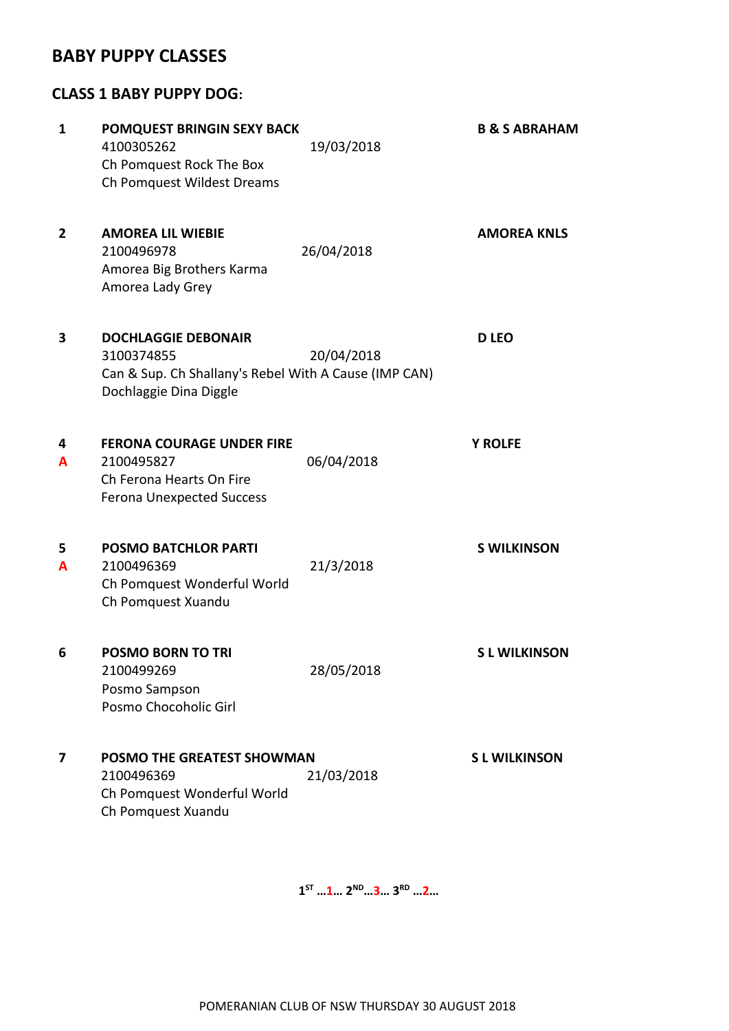## BABY PUPPY CLASSES

### CLASS 1 BABY PUPPY DOG:

**1** **POMQUEST BRINGIN SEXY BACK** **B & S ABRAHAM**
4100305262 19/03/2018
Ch Pomquest Rock The Box
Ch Pomquest Wildest Dreams

**2** **AMOREA LIL WIEBIE** **AMOREA KNLS**
2100496978 26/04/2018
Amorea Big Brothers Karma
Amorea Lady Grey

**3** **DOCHLAGGIE DEBONAIR** **D LEO**
3100374855 20/04/2018
Can & Sup. Ch Shallany's Rebel With A Cause (IMP CAN)
Dochlaggie Dina Diggle

**4** **FERONA COURAGE UNDER FIRE** **Y ROLFE**
**A**
2100495827 06/04/2018
Ch Ferona Hearts On Fire
Ferona Unexpected Success

**5** **POSMO BATCHLOR PARTI** **S WILKINSON**
**A**
2100496369 21/3/2018
Ch Pomquest Wonderful World
Ch Pomquest Xuandu

**6** **POSMO BORN TO TRI** **S L WILKINSON**
2100499269 28/05/2018
Posmo Sampson
Posmo Chocoholic Girl

**7** **POSMO THE GREATEST SHOWMAN** **S L WILKINSON**
2100496369 21/03/2018
Ch Pomquest Wonderful World
Ch Pomquest Xuandu

**1ST …1… 2ND…3… 3RD …2…**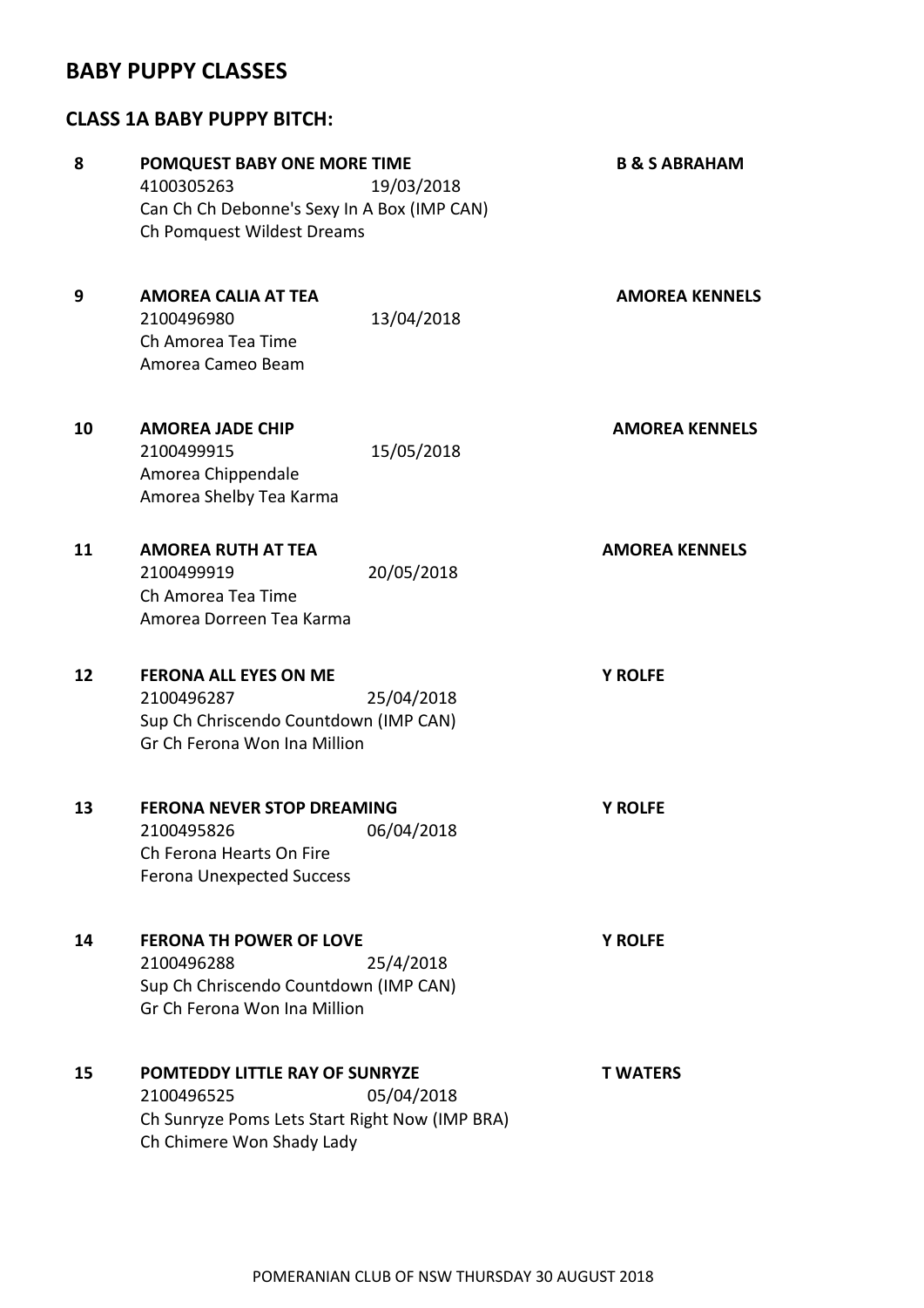## BABY PUPPY CLASSES

### CLASS 1A BABY PUPPY BITCH:

**8** **POMQUEST BABY ONE MORE TIME** **B & S ABRAHAM**
4100305263 19/03/2018
Can Ch Ch Debonne's Sexy In A Box (IMP CAN)
Ch Pomquest Wildest Dreams

**9** **AMOREA CALIA AT TEA** **AMOREA KENNELS**
2100496980 13/04/2018
Ch Amorea Tea Time
Amorea Cameo Beam

**10** **AMOREA JADE CHIP** **AMOREA KENNELS**
2100499915 15/05/2018
Amorea Chippendale
Amorea Shelby Tea Karma

**11** **AMOREA RUTH AT TEA** **AMOREA KENNELS**
2100499919 20/05/2018
Ch Amorea Tea Time
Amorea Dorreen Tea Karma

**12** **FERONA ALL EYES ON ME** **Y ROLFE**
2100496287 25/04/2018
Sup Ch Chriscendo Countdown (IMP CAN)
Gr Ch Ferona Won Ina Million

**13** **FERONA NEVER STOP DREAMING** **Y ROLFE**
2100495826 06/04/2018
Ch Ferona Hearts On Fire
Ferona Unexpected Success

**14** **FERONA TH POWER OF LOVE** **Y ROLFE**
2100496288 25/4/2018
Sup Ch Chriscendo Countdown (IMP CAN)
Gr Ch Ferona Won Ina Million

**15** **POMTEDDY LITTLE RAY OF SUNRYZE** **T WATERS**
2100496525 05/04/2018
Ch Sunryze Poms Lets Start Right Now (IMP BRA)
Ch Chimere Won Shady Lady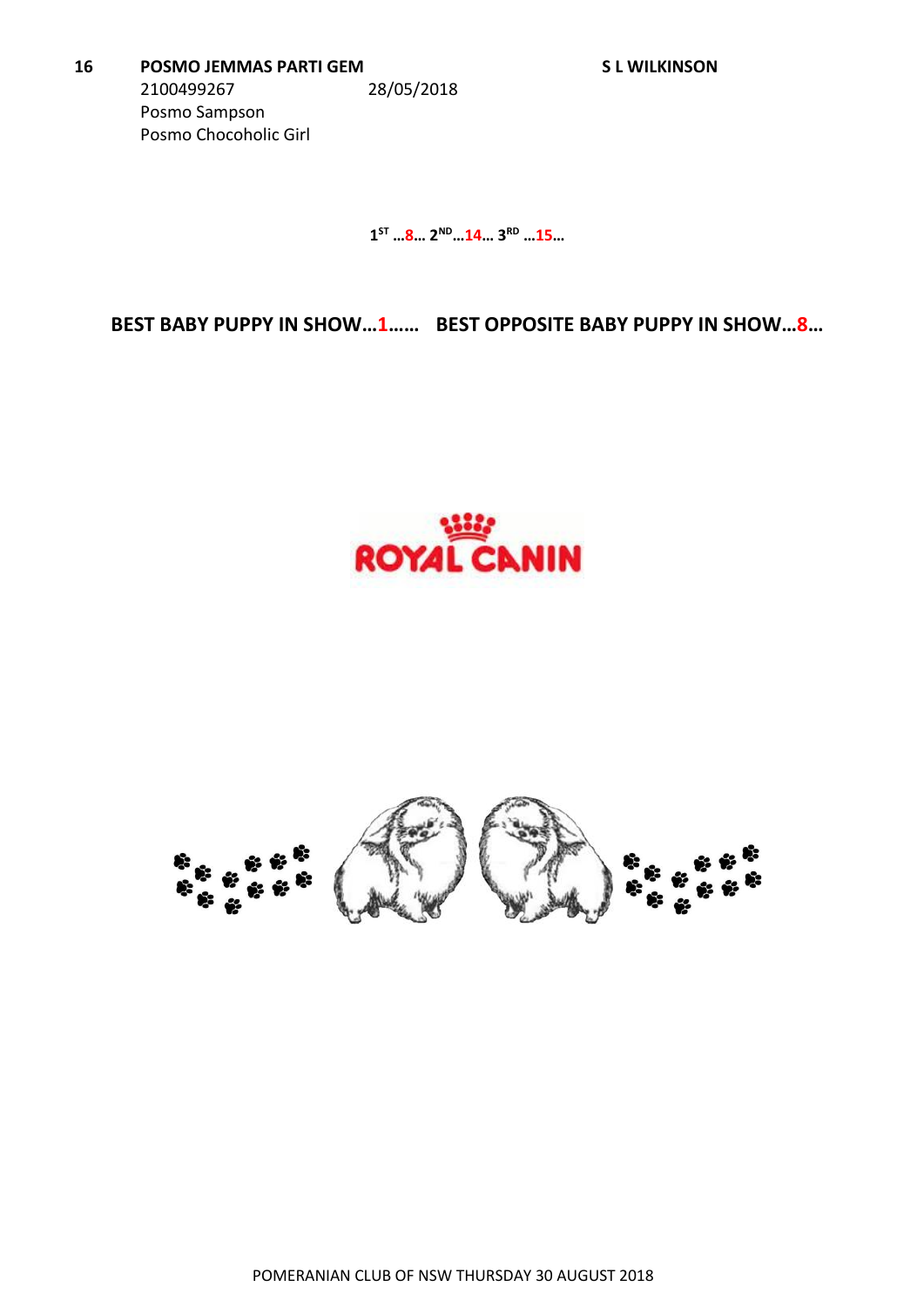**16** **POSMO JEMMAS PARTI GEM** **S L WILKINSON**
2100499267 28/05/2018
Posmo Sampson
Posmo Chocoholic Girl

**1ST …8… 2ND…14… 3RD …15…**

**BEST BABY PUPPY IN SHOW…1…… BEST OPPOSITE BABY PUPPY IN SHOW…8…**

ROYAL CANIN

POMERANIAN CLUB OF NSW THURSDAY 30 AUGUST 2018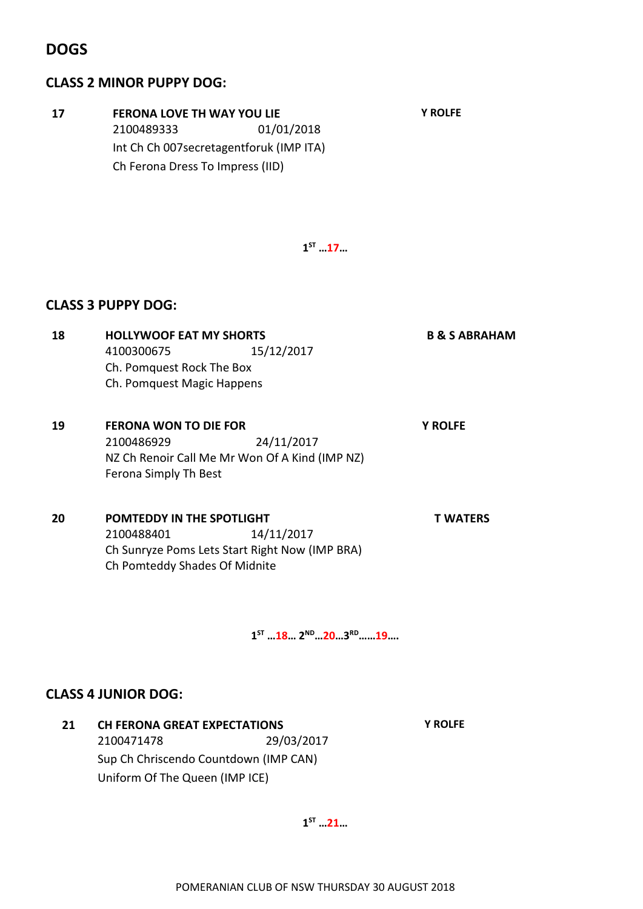# DOGS

## CLASS 2 MINOR PUPPY DOG:

**17** **FERONA LOVE TH WAY YOU LIE** **Y ROLFE**
2100489333 01/01/2018
Int Ch Ch 007secretagentforuk (IMP ITA)
Ch Ferona Dress To Impress (IID)

**1ST …17…**

## CLASS 3 PUPPY DOG:

**18** **HOLLYWOOF EAT MY SHORTS** **B & S ABRAHAM**
4100300675 15/12/2017
Ch. Pomquest Rock The Box
Ch. Pomquest Magic Happens

**19** **FERONA WON TO DIE FOR** **Y ROLFE**
2100486929 24/11/2017
NZ Ch Renoir Call Me Mr Won Of A Kind (IMP NZ)
Ferona Simply Th Best

**20** **POMTEDDY IN THE SPOTLIGHT** **T WATERS**
2100488401 14/11/2017
Ch Sunryze Poms Lets Start Right Now (IMP BRA)
Ch Pomteddy Shades Of Midnite

**1ST …18… 2ND…20…3RD……19….**

## CLASS 4 JUNIOR DOG:

**21** **CH FERONA GREAT EXPECTATIONS** **Y ROLFE**
2100471478 29/03/2017
Sup Ch Chriscendo Countdown (IMP CAN)
Uniform Of The Queen (IMP ICE)

**1ST …21…**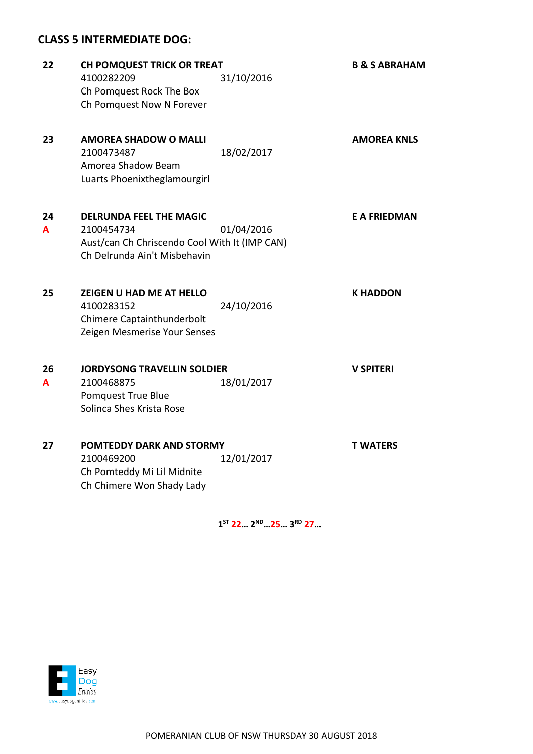## CLASS 5 INTERMEDIATE DOG:

**22** **CH POMQUEST TRICK OR TREAT** **B & S ABRAHAM**
4100282209 31/10/2016
Ch Pomquest Rock The Box
Ch Pomquest Now N Forever

**23** **AMOREA SHADOW O MALLI** **AMOREA KNLS**
2100473487 18/02/2017
Amorea Shadow Beam
Luarts Phoenixtheglamourgirl

**24** **DELRUNDA FEEL THE MAGIC** **E A FRIEDMAN**
**A**
2100454734 01/04/2016
Aust/can Ch Chriscendo Cool With It (IMP CAN)
Ch Delrunda Ain't Misbehavin

**25** **ZEIGEN U HAD ME AT HELLO** **K HADDON**
4100283152 24/10/2016
Chimere Captainthunderbolt
Zeigen Mesmerise Your Senses

**26** **JORDYSONG TRAVELLIN SOLDIER** **V SPITERI**
**A**
2100468875 18/01/2017
Pomquest True Blue
Solinca Shes Krista Rose

**27** **POMTEDDY DARK AND STORMY** **T WATERS**
2100469200 12/01/2017
Ch Pomteddy Mi Lil Midnite
Ch Chimere Won Shady Lady

**1ST 22… 2ND…25… 3RD 27…**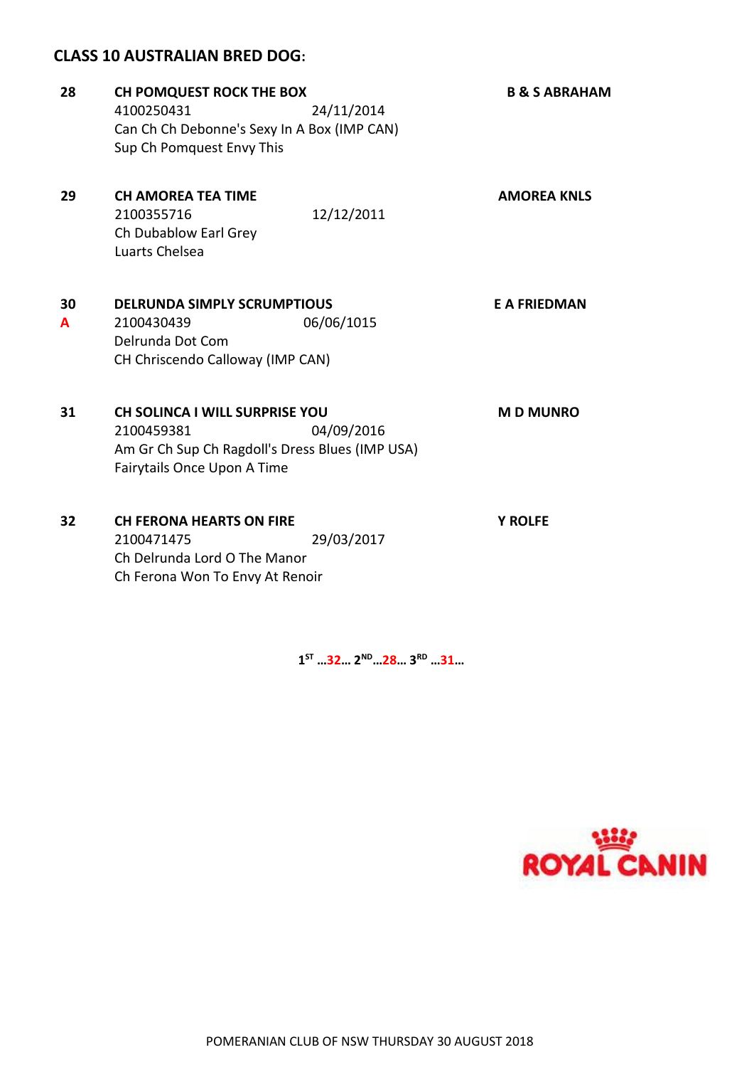**CLASS 10 AUSTRALIAN BRED DOG:**

**28** **CH POMQUEST ROCK THE BOX** **B & S ABRAHAM**
4100250431 24/11/2014
Can Ch Ch Debonne's Sexy In A Box (IMP CAN)
Sup Ch Pomquest Envy This

**29** **CH AMOREA TEA TIME** **AMOREA KNLS**
2100355716 12/12/2011
Ch Dubablow Earl Grey
Luarts Chelsea

**30** **DELRUNDA SIMPLY SCRUMPTIOUS** **E A FRIEDMAN**
**A**
2100430439 06/06/1015
Delrunda Dot Com
CH Chriscendo Calloway (IMP CAN)

**31** **CH SOLINCA I WILL SURPRISE YOU** **M D MUNRO**
2100459381 04/09/2016
Am Gr Ch Sup Ch Ragdoll's Dress Blues (IMP USA)
Fairytails Once Upon A Time

**32** **CH FERONA HEARTS ON FIRE** **Y ROLFE**
2100471475 29/03/2017
Ch Delrunda Lord O The Manor
Ch Ferona Won To Envy At Renoir

**1ST …32… 2ND…28… 3RD …31…**

ROYAL CANIN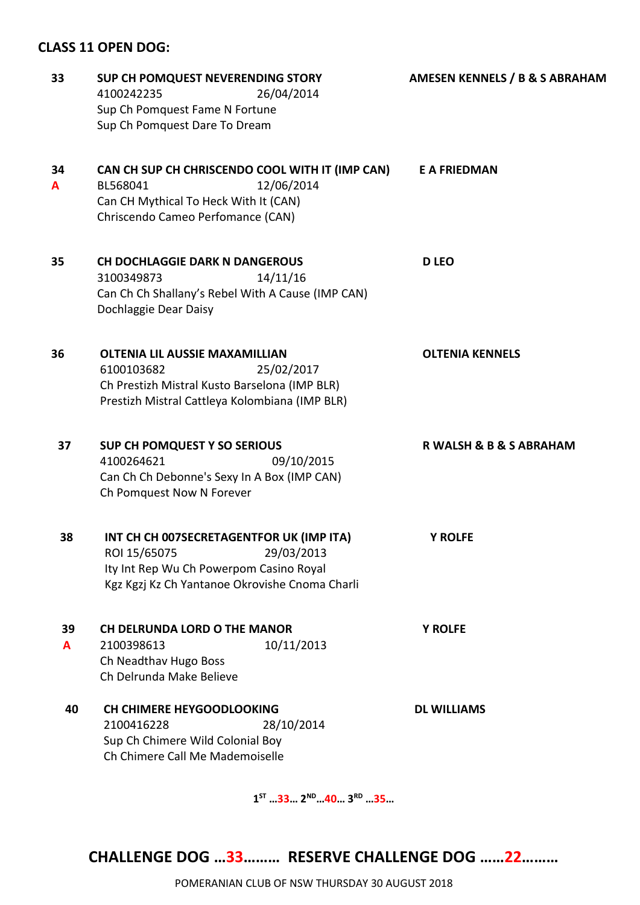## CLASS 11 OPEN DOG:

**33** **SUP CH POMQUEST NEVERENDING STORY** **AMESEN KENNELS / B & S ABRAHAM**
4100242235 26/04/2014
Sup Ch Pomquest Fame N Fortune
Sup Ch Pomquest Dare To Dream

**34** **CAN CH SUP CH CHRISCENDO COOL WITH IT (IMP CAN)** **E A FRIEDMAN**
**A**
BL568041 12/06/2014
Can CH Mythical To Heck With It (CAN)
Chriscendo Cameo Perfomance (CAN)

**35** **CH DOCHLAGGIE DARK N DANGEROUS** **D LEO**
3100349873 14/11/16
Can Ch Ch Shallany's Rebel With A Cause (IMP CAN)
Dochlaggie Dear Daisy

**36** **OLTENIA LIL AUSSIE MAXAMILLIAN** **OLTENIA KENNELS**
6100103682 25/02/2017
Ch Prestizh Mistral Kusto Barselona (IMP BLR)
Prestizh Mistral Cattleya Kolombiana (IMP BLR)

**37** **SUP CH POMQUEST Y SO SERIOUS** **R WALSH & B & S ABRAHAM**
4100264621 09/10/2015
Can Ch Ch Debonne's Sexy In A Box (IMP CAN)
Ch Pomquest Now N Forever

**38** **INT CH CH 007SECRETAGENTFOR UK (IMP ITA)** **Y ROLFE**
ROI 15/65075 29/03/2013
Ity Int Rep Wu Ch Powerpom Casino Royal
Kgz Kgzj Kz Ch Yantanoe Okrovishe Cnoma Charli

**39** **CH DELRUNDA LORD O THE MANOR** **Y ROLFE**
**A**
2100398613 10/11/2013
Ch Neadthav Hugo Boss
Ch Delrunda Make Believe

**40** **CH CHIMERE HEYGOODLOOKING** **DL WILLIAMS**
2100416228 28/10/2014
Sup Ch Chimere Wild Colonial Boy
Ch Chimere Call Me Mademoiselle

**1ST …33… 2ND…40… 3RD …35…**

**CHALLENGE DOG …33……… RESERVE CHALLENGE DOG ……22………**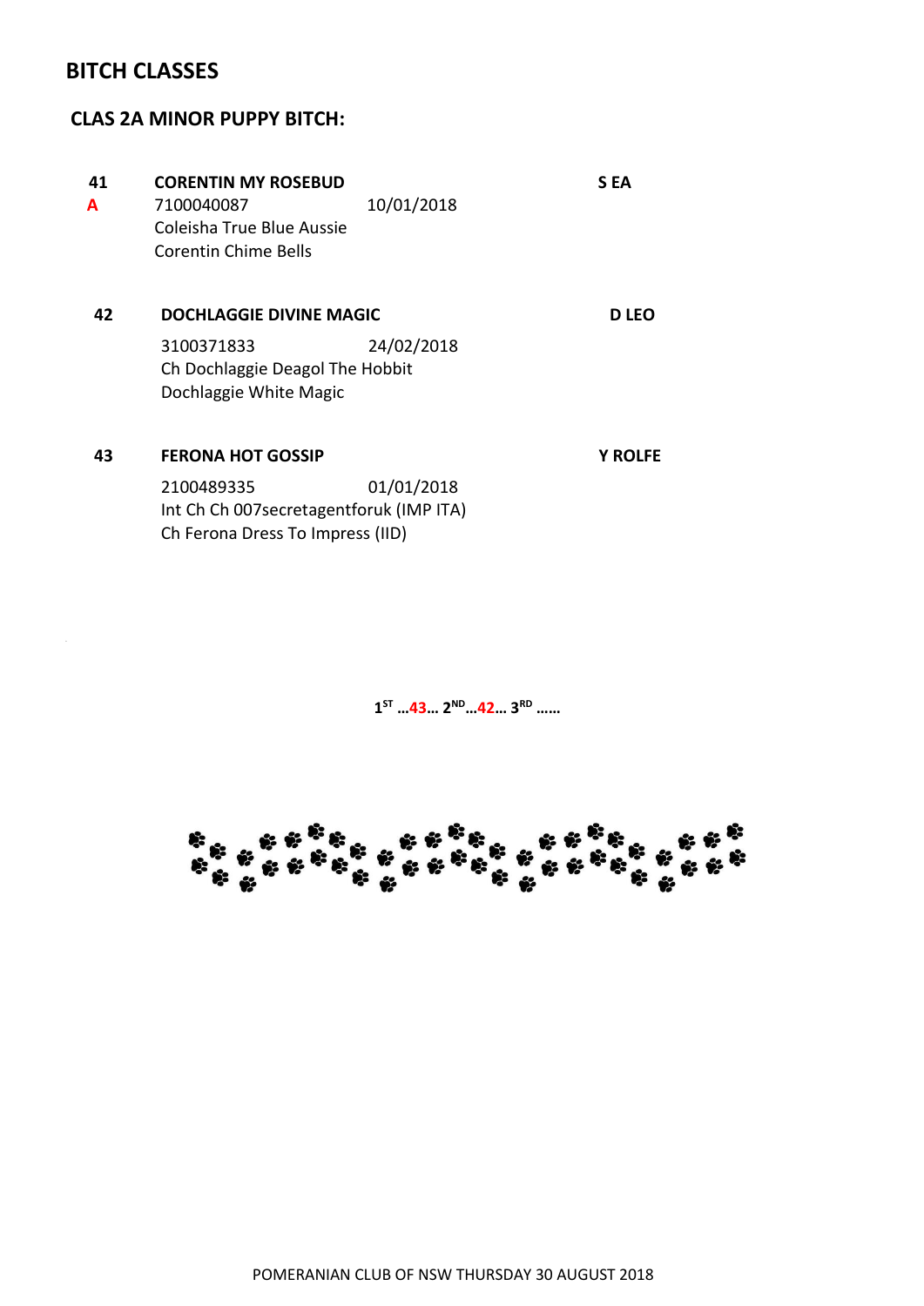# BITCH CLASSES

## CLAS 2A MINOR PUPPY BITCH:

**41** **CORENTIN MY ROSEBUD** **S EA**
**A** 7100040087 10/01/2018
Coleisha True Blue Aussie
Corentin Chime Bells

**42** **DOCHLAGGIE DIVINE MAGIC** **D LEO**
3100371833 24/02/2018
Ch Dochlaggie Deagol The Hobbit
Dochlaggie White Magic

**43** **FERONA HOT GOSSIP** **Y ROLFE**
2100489335 01/01/2018
Int Ch Ch 007secretagentforuk (IMP ITA)
Ch Ferona Dress To Impress (IID)

**1ST …43… 2ND…42… 3RD ……**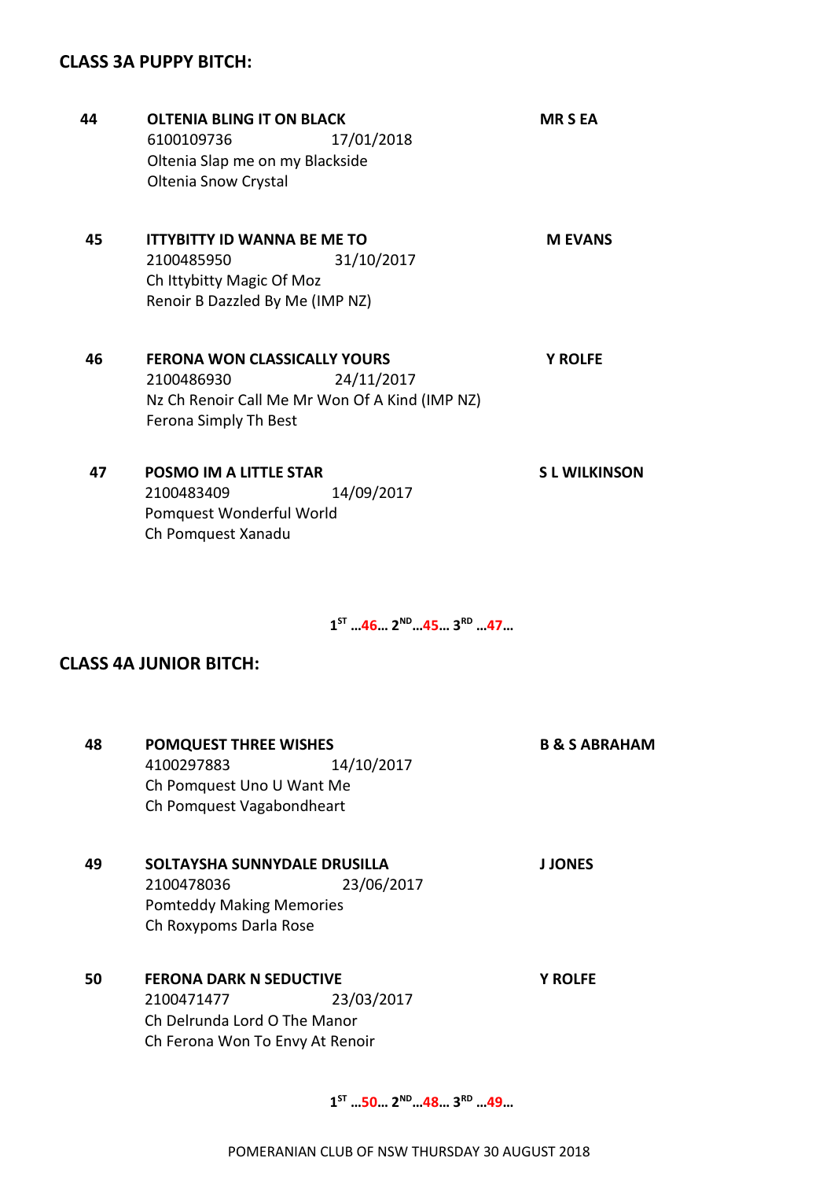## CLASS 3A PUPPY BITCH:

**44** **OLTENIA BLING IT ON BLACK** **MR S EA**
6100109736 17/01/2018
Oltenia Slap me on my Blackside
Oltenia Snow Crystal

**45** **ITTYBITTY ID WANNA BE ME TO** **M EVANS**
2100485950 31/10/2017
Ch Ittybitty Magic Of Moz
Renoir B Dazzled By Me (IMP NZ)

**46** **FERONA WON CLASSICALLY YOURS** **Y ROLFE**
2100486930 24/11/2017
Nz Ch Renoir Call Me Mr Won Of A Kind (IMP NZ)
Ferona Simply Th Best

**47** **POSMO IM A LITTLE STAR** **S L WILKINSON**
2100483409 14/09/2017
Pomquest Wonderful World
Ch Pomquest Xanadu

**1ST …46… 2ND…45… 3RD …47…**

## CLASS 4A JUNIOR BITCH:

**48** **POMQUEST THREE WISHES** **B & S ABRAHAM**
4100297883 14/10/2017
Ch Pomquest Uno U Want Me
Ch Pomquest Vagabondheart

**49** **SOLTAYSHA SUNNYDALE DRUSILLA** **J JONES**
2100478036 23/06/2017
Pomteddy Making Memories
Ch Roxypoms Darla Rose

**50** **FERONA DARK N SEDUCTIVE** **Y ROLFE**
2100471477 23/03/2017
Ch Delrunda Lord O The Manor
Ch Ferona Won To Envy At Renoir

**1ST …50… 2ND…48… 3RD …49…**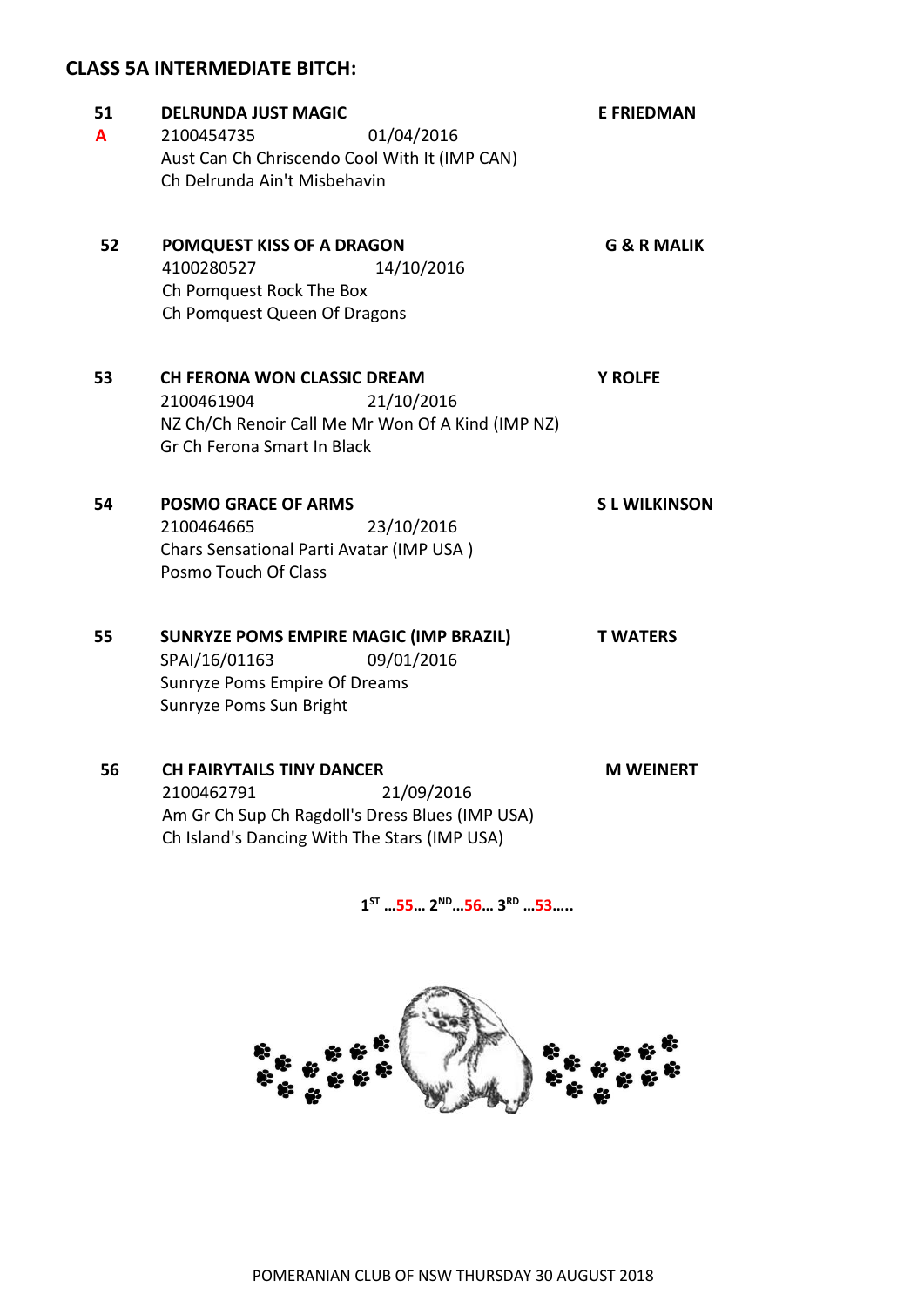## CLASS 5A INTERMEDIATE BITCH:

**51** **DELRUNDA JUST MAGIC** **E FRIEDMAN**
A
2100454735 01/04/2016
Aust Can Ch Chriscendo Cool With It (IMP CAN)
Ch Delrunda Ain't Misbehavin

**52** **POMQUEST KISS OF A DRAGON** **G & R MALIK**
4100280527 14/10/2016
Ch Pomquest Rock The Box
Ch Pomquest Queen Of Dragons

**53** **CH FERONA WON CLASSIC DREAM** **Y ROLFE**
2100461904 21/10/2016
NZ Ch/Ch Renoir Call Me Mr Won Of A Kind (IMP NZ)
Gr Ch Ferona Smart In Black

**54** **POSMO GRACE OF ARMS** **S L WILKINSON**
2100464665 23/10/2016
Chars Sensational Parti Avatar (IMP USA )
Posmo Touch Of Class

**55** **SUNRYZE POMS EMPIRE MAGIC (IMP BRAZIL)** **T WATERS**
SPAI/16/01163 09/01/2016
Sunryze Poms Empire Of Dreams
Sunryze Poms Sun Bright

**56** **CH FAIRYTAILS TINY DANCER** **M WEINERT**
2100462791 21/09/2016
Am Gr Ch Sup Ch Ragdoll's Dress Blues (IMP USA)
Ch Island's Dancing With The Stars (IMP USA)

**1ST …55… 2ND…56… 3RD …53…..**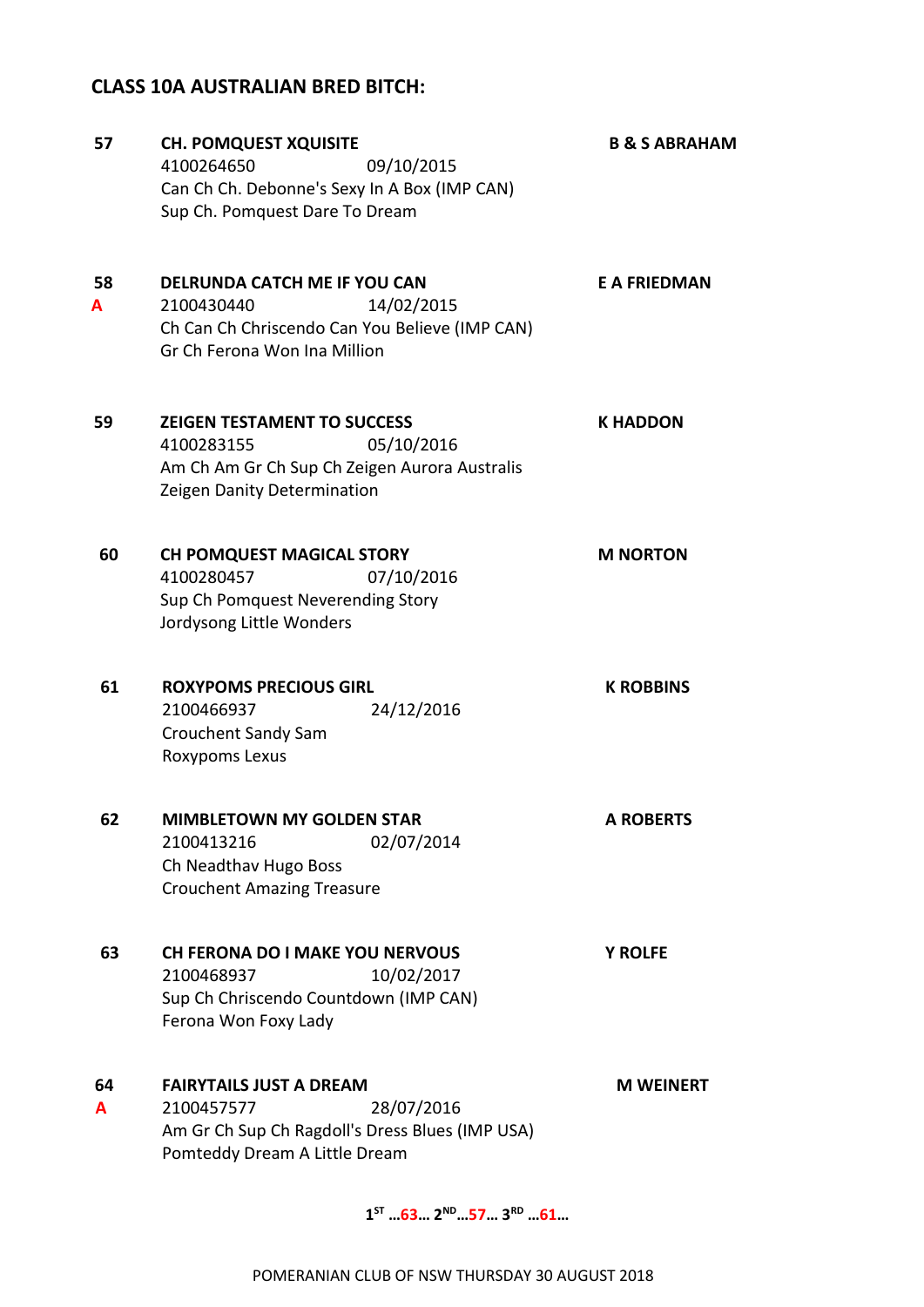## CLASS 10A AUSTRALIAN BRED BITCH:

**57** **CH. POMQUEST XQUISITE** **B & S ABRAHAM**
4100264650 09/10/2015
Can Ch Ch. Debonne's Sexy In A Box (IMP CAN)
Sup Ch. Pomquest Dare To Dream

**58** **DELRUNDA CATCH ME IF YOU CAN** **E A FRIEDMAN**
**A**
2100430440 14/02/2015
Ch Can Ch Chriscendo Can You Believe (IMP CAN)
Gr Ch Ferona Won Ina Million

**59** **ZEIGEN TESTAMENT TO SUCCESS** **K HADDON**
4100283155 05/10/2016
Am Ch Am Gr Ch Sup Ch Zeigen Aurora Australis
Zeigen Danity Determination

**60** **CH POMQUEST MAGICAL STORY** **M NORTON**
4100280457 07/10/2016
Sup Ch Pomquest Neverending Story
Jordysong Little Wonders

**61** **ROXYPOMS PRECIOUS GIRL** **K ROBBINS**
2100466937 24/12/2016
Crouchent Sandy Sam
Roxypoms Lexus

**62** **MIMBLETOWN MY GOLDEN STAR** **A ROBERTS**
2100413216 02/07/2014
Ch Neadthav Hugo Boss
Crouchent Amazing Treasure

**63** **CH FERONA DO I MAKE YOU NERVOUS** **Y ROLFE**
2100468937 10/02/2017
Sup Ch Chriscendo Countdown (IMP CAN)
Ferona Won Foxy Lady

**64** **FAIRYTAILS JUST A DREAM** **M WEINERT**
**A**
2100457577 28/07/2016
Am Gr Ch Sup Ch Ragdoll's Dress Blues (IMP USA)
Pomteddy Dream A Little Dream

**1ST …63… 2ND…57… 3RD …61…**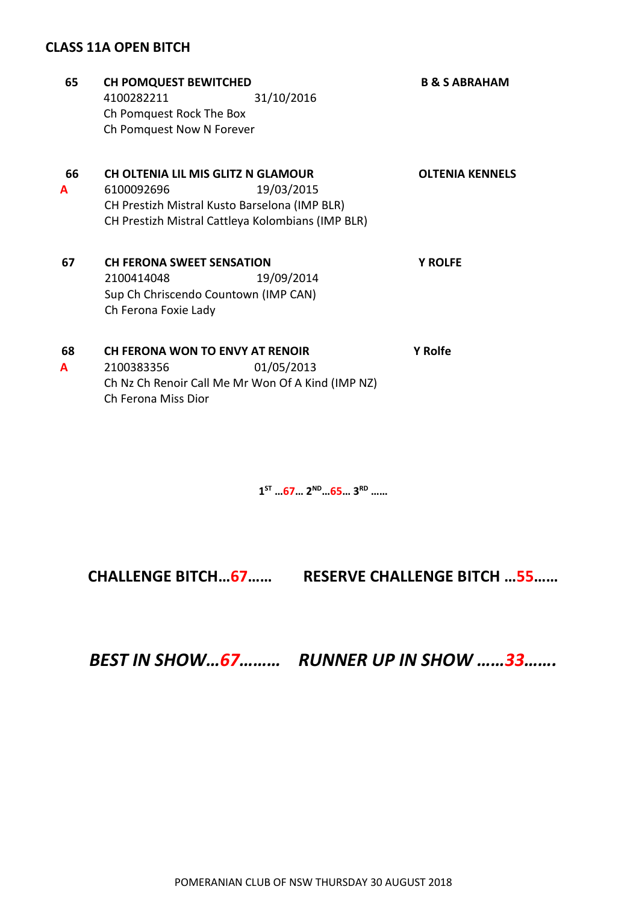## CLASS 11A OPEN BITCH

**65** **CH POMQUEST BEWITCHED** **B & S ABRAHAM**
4100282211 31/10/2016
Ch Pomquest Rock The Box
Ch Pomquest Now N Forever

**66** **CH OLTENIA LIL MIS GLITZ N GLAMOUR** **OLTENIA KENNELS**
**A**
6100092696 19/03/2015
CH Prestizh Mistral Kusto Barselona (IMP BLR)
CH Prestizh Mistral Cattleya Kolombians (IMP BLR)

**67** **CH FERONA SWEET SENSATION** **Y ROLFE**
2100414048 19/09/2014
Sup Ch Chriscendo Countown (IMP CAN)
Ch Ferona Foxie Lady

**68** **CH FERONA WON TO ENVY AT RENOIR** **Y Rolfe**
**A**
2100383356 01/05/2013
Ch Nz Ch Renoir Call Me Mr Won Of A Kind (IMP NZ)
Ch Ferona Miss Dior

**1ST …67… 2ND…65… 3RD ……**

**CHALLENGE BITCH…67……** **RESERVE CHALLENGE BITCH …55……**

***BEST IN SHOW…67………*** ***RUNNER UP IN SHOW ……33…….***

POMERANIAN CLUB OF NSW THURSDAY 30 AUGUST 2018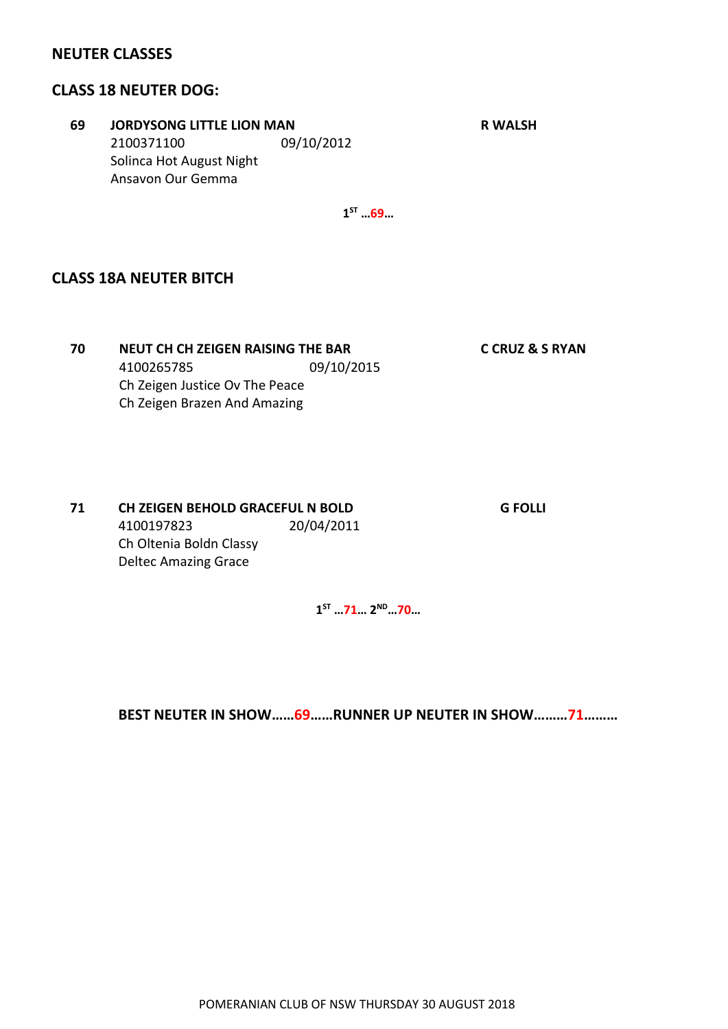## NEUTER CLASSES

### CLASS 18 NEUTER DOG:

**69 JORDYSONG LITTLE LION MAN** — **R WALSH**
2100371100 09/10/2012
Solinca Hot August Night
Ansavon Our Gemma

1ST …69…

### CLASS 18A NEUTER BITCH

**70 NEUT CH CH ZEIGEN RAISING THE BAR** — **C CRUZ & S RYAN**
4100265785 09/10/2015
Ch Zeigen Justice Ov The Peace
Ch Zeigen Brazen And Amazing

**71 CH ZEIGEN BEHOLD GRACEFUL N BOLD** — **G FOLLI**
4100197823 20/04/2011
Ch Oltenia Boldn Classy
Deltec Amazing Grace

1ST …71… 2ND…70…

**BEST NEUTER IN SHOW……69……RUNNER UP NEUTER IN SHOW………71………**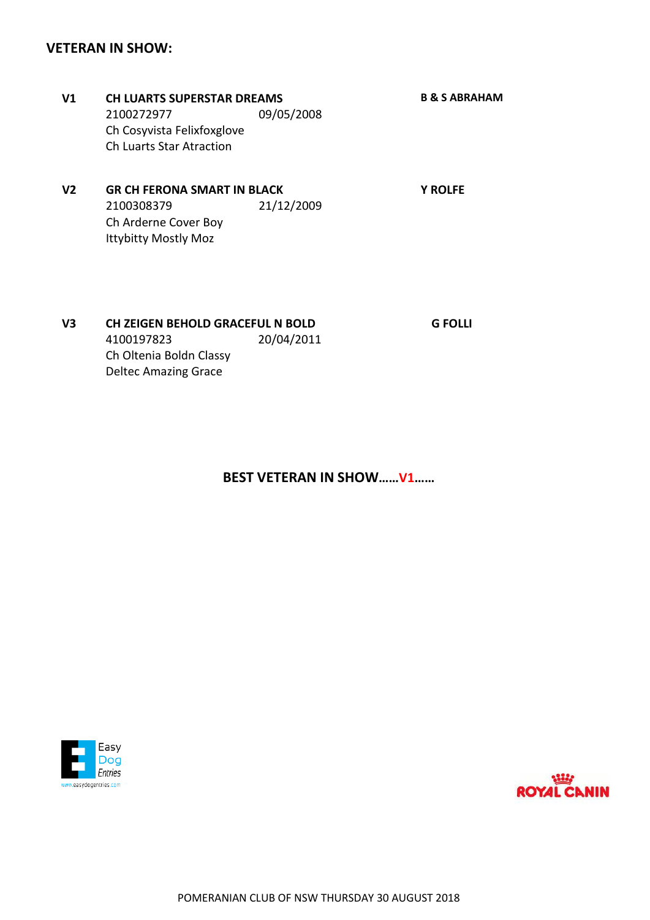## VETERAN IN SHOW:

**V1** **CH LUARTS SUPERSTAR DREAMS** **B & S ABRAHAM**
2100272977 09/05/2008
Ch Cosyvista Felixfoxglove
Ch Luarts Star Atraction

**V2** **GR CH FERONA SMART IN BLACK** **Y ROLFE**
2100308379 21/12/2009
Ch Arderne Cover Boy
Ittybitty Mostly Moz

**V3** **CH ZEIGEN BEHOLD GRACEFUL N BOLD** **G FOLLI**
4100197823 20/04/2011
Ch Oltenia Boldn Classy
Deltec Amazing Grace

**BEST VETERAN IN SHOW……V1……**

Easy Dog Entries
www.easydogentries.com

ROYAL CANIN

POMERANIAN CLUB OF NSW THURSDAY 30 AUGUST 2018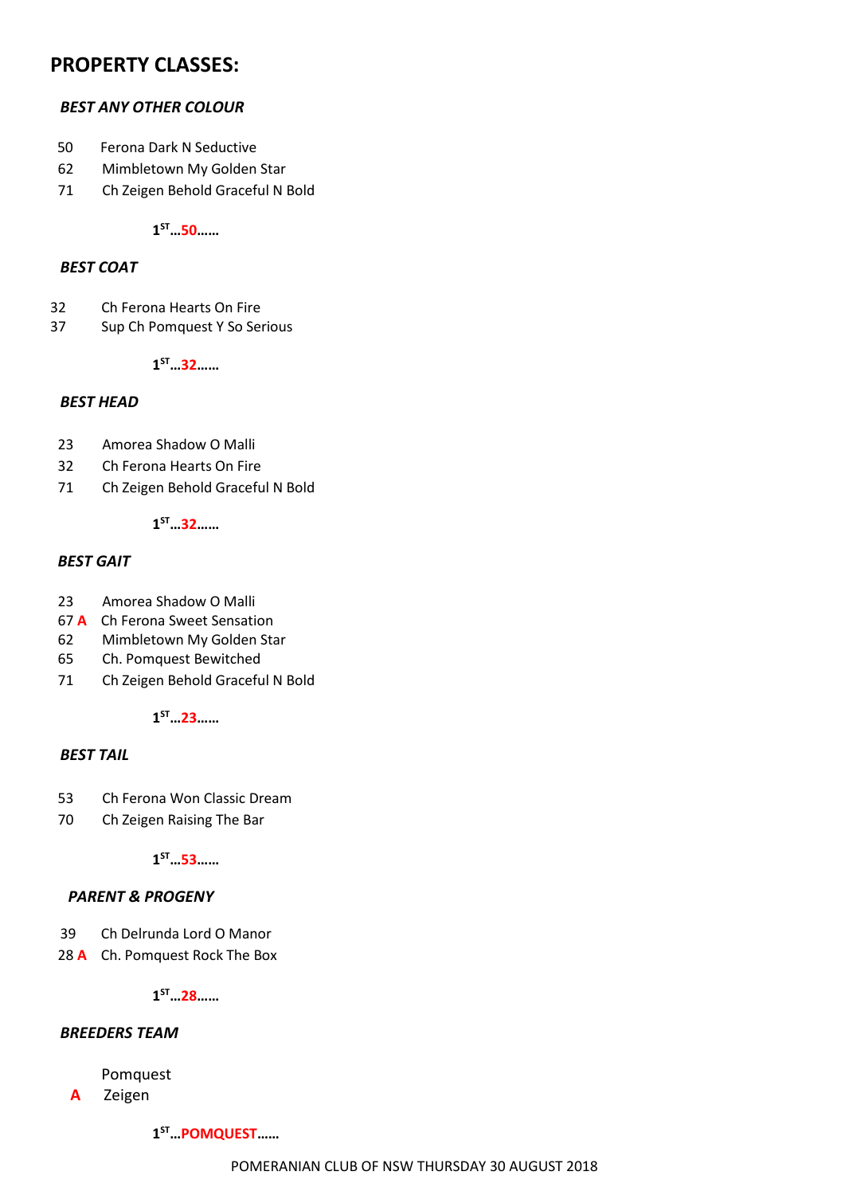# PROPERTY CLASSES:

### *BEST ANY OTHER COLOUR*

50 Ferona Dark N Seductive
62 Mimbletown My Golden Star
71 Ch Zeigen Behold Graceful N Bold

**1ST…50……**

### *BEST COAT*

32 Ch Ferona Hearts On Fire
37 Sup Ch Pomquest Y So Serious

**1ST…32……**

### *BEST HEAD*

23 Amorea Shadow O Malli
32 Ch Ferona Hearts On Fire
71 Ch Zeigen Behold Graceful N Bold

**1ST…32……**

### *BEST GAIT*

23 Amorea Shadow O Malli
67 **A** Ch Ferona Sweet Sensation
62 Mimbletown My Golden Star
65 Ch. Pomquest Bewitched
71 Ch Zeigen Behold Graceful N Bold

**1ST…23……**

### *BEST TAIL*

53 Ch Ferona Won Classic Dream
70 Ch Zeigen Raising The Bar

**1ST…53……**

### *PARENT & PROGENY*

39 Ch Delrunda Lord O Manor
28 **A** Ch. Pomquest Rock The Box

**1ST…28……**

### *BREEDERS TEAM*

Pomquest
**A** Zeigen

**1ST…POMQUEST……**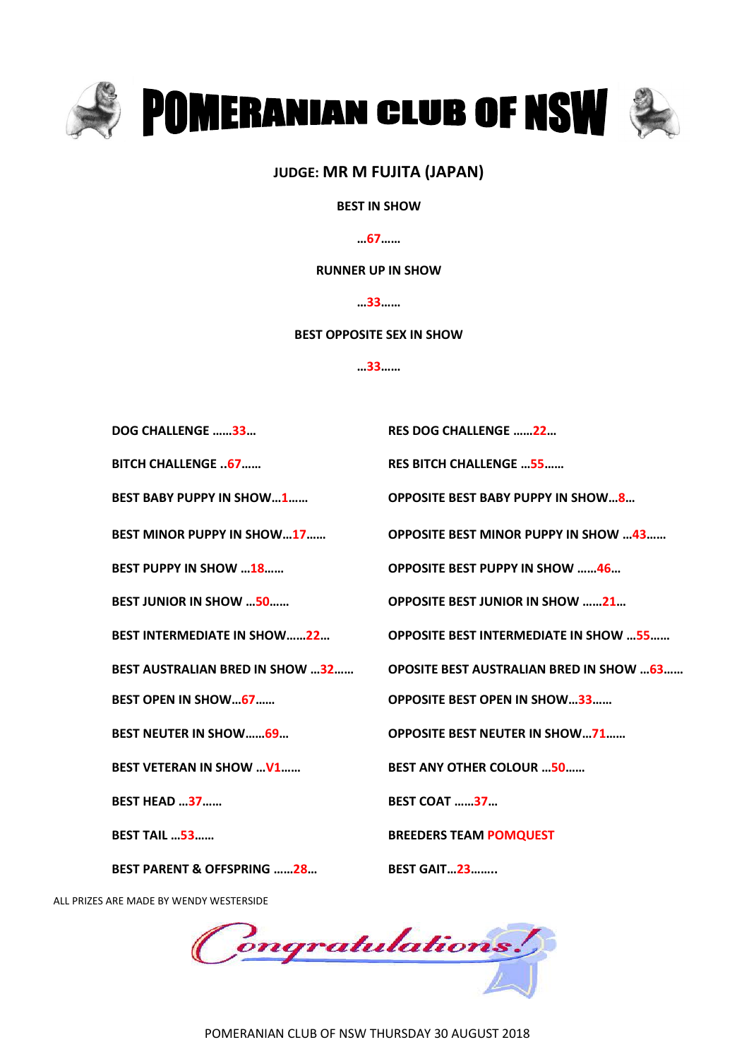# POMERANIAN CLUB OF NSW

**JUDGE: MR M FUJITA (JAPAN)**

**BEST IN SHOW**

**…67……**

**RUNNER UP IN SHOW**

**…33……**

**BEST OPPOSITE SEX IN SHOW**

**…33……**

**DOG CHALLENGE ……33…**

**RES DOG CHALLENGE ……22…**

**BITCH CHALLENGE ..67……**

**RES BITCH CHALLENGE …55……**

**BEST BABY PUPPY IN SHOW…1……**

**OPPOSITE BEST BABY PUPPY IN SHOW…8…**

**BEST MINOR PUPPY IN SHOW…17……**

**OPPOSITE BEST MINOR PUPPY IN SHOW …43……**

**BEST PUPPY IN SHOW …18……**

**OPPOSITE BEST PUPPY IN SHOW ……46…**

**BEST JUNIOR IN SHOW …50……**

**OPPOSITE BEST JUNIOR IN SHOW ……21…**

**BEST INTERMEDIATE IN SHOW……22…**

**OPPOSITE BEST INTERMEDIATE IN SHOW …55……**

**BEST AUSTRALIAN BRED IN SHOW …32……**

**OPOSITE BEST AUSTRALIAN BRED IN SHOW …63……**

**BEST OPEN IN SHOW…67……**

**OPPOSITE BEST OPEN IN SHOW…33……**

**BEST NEUTER IN SHOW……69…**

**OPPOSITE BEST NEUTER IN SHOW…71……**

**BEST VETERAN IN SHOW …V1……**

**BEST ANY OTHER COLOUR …50……**

**BEST HEAD …37……**

**BEST COAT ……37…**

**BEST TAIL …53……**

**BREEDERS TEAM POMQUEST**

**BEST PARENT & OFFSPRING ……28…**

**BEST GAIT…23……..**

ALL PRIZES ARE MADE BY WENDY WESTERSIDE

*Congratulations!*

POMERANIAN CLUB OF NSW THURSDAY 30 AUGUST 2018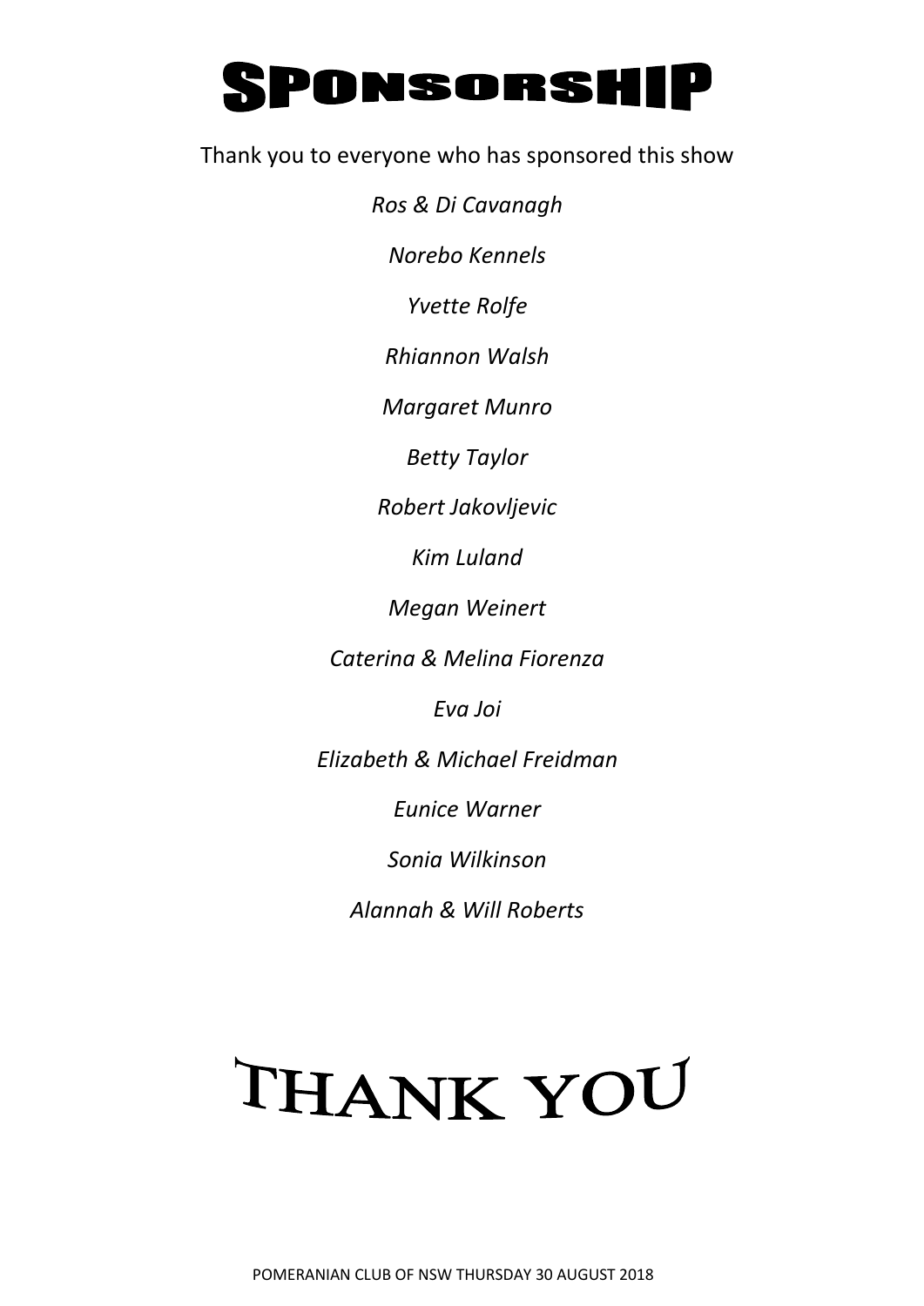# Sponsorship

Thank you to everyone who has sponsored this show

*Ros & Di Cavanagh*

*Norebo Kennels*

*Yvette Rolfe*

*Rhiannon Walsh*

*Margaret Munro*

*Betty Taylor*

*Robert Jakovljevic*

*Kim Luland*

*Megan Weinert*

*Caterina & Melina Fiorenza*

*Eva Joi*

*Elizabeth & Michael Freidman*

*Eunice Warner*

*Sonia Wilkinson*

*Alannah & Will Roberts*

# Thank you